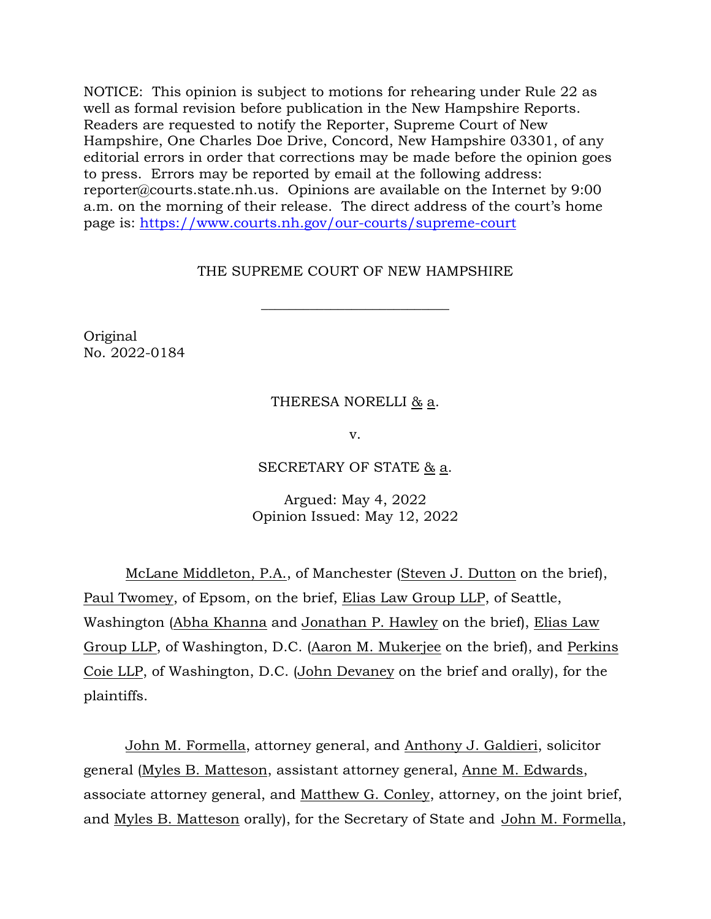NOTICE: This opinion is subject to motions for rehearing under Rule 22 as well as formal revision before publication in the New Hampshire Reports. Readers are requested to notify the Reporter, Supreme Court of New Hampshire, One Charles Doe Drive, Concord, New Hampshire 03301, of any editorial errors in order that corrections may be made before the opinion goes to press. Errors may be reported by email at the following address: reporter@courts.state.nh.us. Opinions are available on the Internet by 9:00 a.m. on the morning of their release. The direct address of the court's home page is: https://www.courts.nh.gov/our-courts/supreme-court

THE SUPREME COURT OF NEW HAMPSHIRE

\_\_\_\_\_\_\_\_\_\_\_\_\_\_\_\_\_\_\_\_\_\_\_\_\_\_\_

Original
No. 2022-0184

THERESA NORELLI & a.

v.

SECRETARY OF STATE & a.

Argued: May 4, 2022
Opinion Issued: May 12, 2022

McLane Middleton, P.A., of Manchester (Steven J. Dutton on the brief), Paul Twomey, of Epsom, on the brief, Elias Law Group LLP, of Seattle, Washington (Abha Khanna and Jonathan P. Hawley on the brief), Elias Law Group LLP, of Washington, D.C. (Aaron M. Mukerjee on the brief), and Perkins Coie LLP, of Washington, D.C. (John Devaney on the brief and orally), for the plaintiffs.

John M. Formella, attorney general, and Anthony J. Galdieri, solicitor general (Myles B. Matteson, assistant attorney general, Anne M. Edwards, associate attorney general, and Matthew G. Conley, attorney, on the joint brief, and Myles B. Matteson orally), for the Secretary of State and John M. Formella,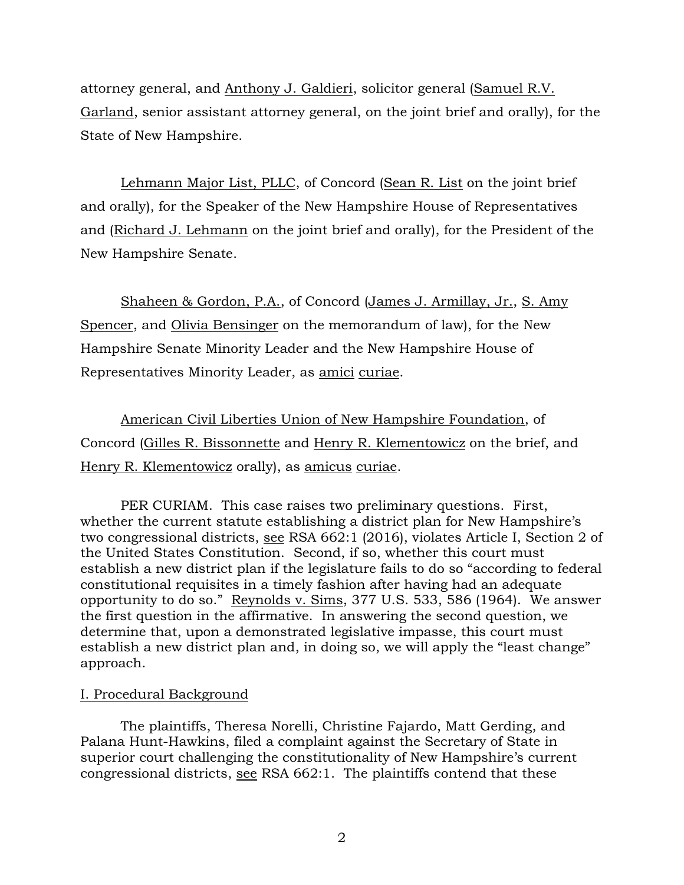attorney general, and Anthony J. Galdieri, solicitor general (Samuel R.V. Garland, senior assistant attorney general, on the joint brief and orally), for the State of New Hampshire.

Lehmann Major List, PLLC, of Concord (Sean R. List on the joint brief and orally), for the Speaker of the New Hampshire House of Representatives and (Richard J. Lehmann on the joint brief and orally), for the President of the New Hampshire Senate.

Shaheen & Gordon, P.A., of Concord (James J. Armillay, Jr., S. Amy Spencer, and Olivia Bensinger on the memorandum of law), for the New Hampshire Senate Minority Leader and the New Hampshire House of Representatives Minority Leader, as amici curiae.

American Civil Liberties Union of New Hampshire Foundation, of Concord (Gilles R. Bissonnette and Henry R. Klementowicz on the brief, and Henry R. Klementowicz orally), as amicus curiae.

PER CURIAM. This case raises two preliminary questions. First, whether the current statute establishing a district plan for New Hampshire's two congressional districts, see RSA 662:1 (2016), violates Article I, Section 2 of the United States Constitution. Second, if so, whether this court must establish a new district plan if the legislature fails to do so "according to federal constitutional requisites in a timely fashion after having had an adequate opportunity to do so." Reynolds v. Sims, 377 U.S. 533, 586 (1964). We answer the first question in the affirmative. In answering the second question, we determine that, upon a demonstrated legislative impasse, this court must establish a new district plan and, in doing so, we will apply the "least change" approach.

## I. Procedural Background

The plaintiffs, Theresa Norelli, Christine Fajardo, Matt Gerding, and Palana Hunt-Hawkins, filed a complaint against the Secretary of State in superior court challenging the constitutionality of New Hampshire's current congressional districts, see RSA 662:1. The plaintiffs contend that these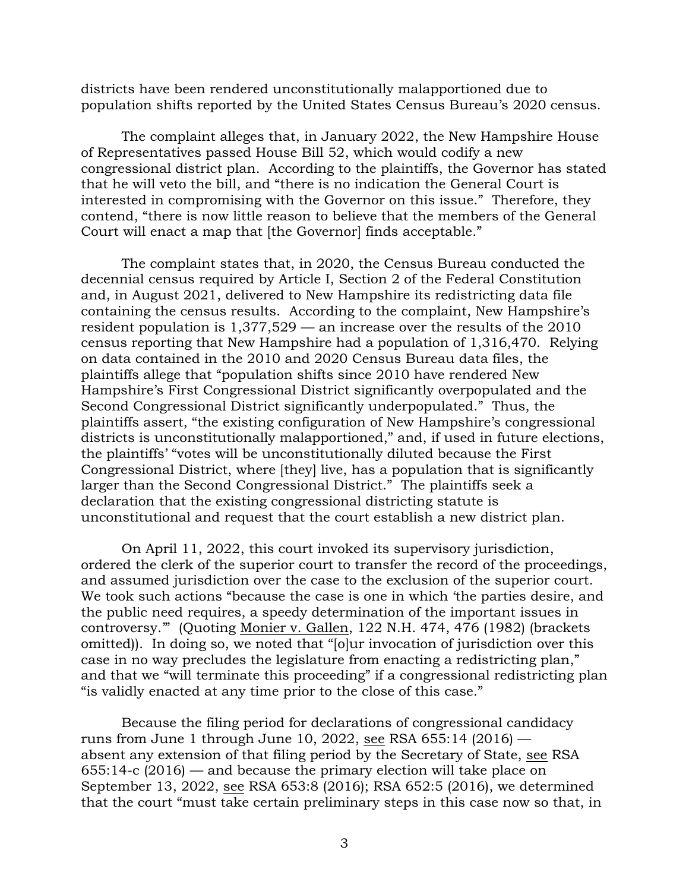districts have been rendered unconstitutionally malapportioned due to population shifts reported by the United States Census Bureau's 2020 census.

The complaint alleges that, in January 2022, the New Hampshire House of Representatives passed House Bill 52, which would codify a new congressional district plan. According to the plaintiffs, the Governor has stated that he will veto the bill, and "there is no indication the General Court is interested in compromising with the Governor on this issue." Therefore, they contend, "there is now little reason to believe that the members of the General Court will enact a map that [the Governor] finds acceptable."

The complaint states that, in 2020, the Census Bureau conducted the decennial census required by Article I, Section 2 of the Federal Constitution and, in August 2021, delivered to New Hampshire its redistricting data file containing the census results. According to the complaint, New Hampshire's resident population is 1,377,529 — an increase over the results of the 2010 census reporting that New Hampshire had a population of 1,316,470. Relying on data contained in the 2010 and 2020 Census Bureau data files, the plaintiffs allege that "population shifts since 2010 have rendered New Hampshire's First Congressional District significantly overpopulated and the Second Congressional District significantly underpopulated." Thus, the plaintiffs assert, "the existing configuration of New Hampshire's congressional districts is unconstitutionally malapportioned," and, if used in future elections, the plaintiffs' "votes will be unconstitutionally diluted because the First Congressional District, where [they] live, has a population that is significantly larger than the Second Congressional District." The plaintiffs seek a declaration that the existing congressional districting statute is unconstitutional and request that the court establish a new district plan.

On April 11, 2022, this court invoked its supervisory jurisdiction, ordered the clerk of the superior court to transfer the record of the proceedings, and assumed jurisdiction over the case to the exclusion of the superior court. We took such actions "because the case is one in which 'the parties desire, and the public need requires, a speedy determination of the important issues in controversy.'" (Quoting Monier v. Gallen, 122 N.H. 474, 476 (1982) (brackets omitted)). In doing so, we noted that "[o]ur invocation of jurisdiction over this case in no way precludes the legislature from enacting a redistricting plan," and that we "will terminate this proceeding" if a congressional redistricting plan "is validly enacted at any time prior to the close of this case."

Because the filing period for declarations of congressional candidacy runs from June 1 through June 10, 2022, see RSA 655:14 (2016) — absent any extension of that filing period by the Secretary of State, see RSA 655:14-c (2016) — and because the primary election will take place on September 13, 2022, see RSA 653:8 (2016); RSA 652:5 (2016), we determined that the court "must take certain preliminary steps in this case now so that, in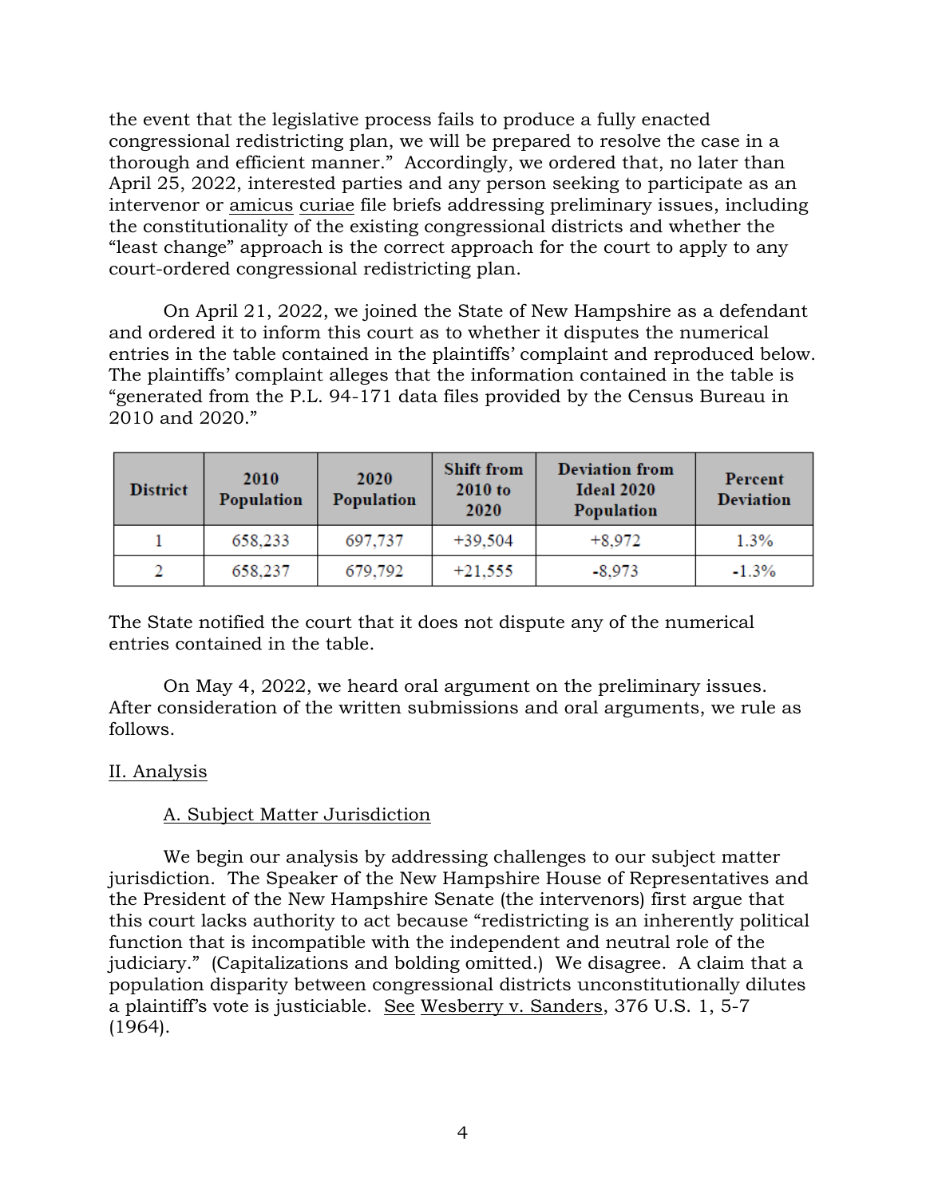the event that the legislative process fails to produce a fully enacted congressional redistricting plan, we will be prepared to resolve the case in a thorough and efficient manner." Accordingly, we ordered that, no later than April 25, 2022, interested parties and any person seeking to participate as an intervenor or amicus curiae file briefs addressing preliminary issues, including the constitutionality of the existing congressional districts and whether the "least change" approach is the correct approach for the court to apply to any court-ordered congressional redistricting plan.

On April 21, 2022, we joined the State of New Hampshire as a defendant and ordered it to inform this court as to whether it disputes the numerical entries in the table contained in the plaintiffs' complaint and reproduced below. The plaintiffs' complaint alleges that the information contained in the table is "generated from the P.L. 94-171 data files provided by the Census Bureau in 2010 and 2020."

| District | 2010 Population | 2020 Population | Shift from 2010 to 2020 | Deviation from Ideal 2020 Population | Percent Deviation |
|---|---|---|---|---|---|
| 1 | 658,233 | 697,737 | +39,504 | +8,972 | 1.3% |
| 2 | 658,237 | 679,792 | +21,555 | -8,973 | -1.3% |

The State notified the court that it does not dispute any of the numerical entries contained in the table.

On May 4, 2022, we heard oral argument on the preliminary issues. After consideration of the written submissions and oral arguments, we rule as follows.

## II. Analysis

### A. Subject Matter Jurisdiction

We begin our analysis by addressing challenges to our subject matter jurisdiction. The Speaker of the New Hampshire House of Representatives and the President of the New Hampshire Senate (the intervenors) first argue that this court lacks authority to act because "redistricting is an inherently political function that is incompatible with the independent and neutral role of the judiciary." (Capitalizations and bolding omitted.) We disagree. A claim that a population disparity between congressional districts unconstitutionally dilutes a plaintiff's vote is justiciable. See Wesberry v. Sanders, 376 U.S. 1, 5-7 (1964).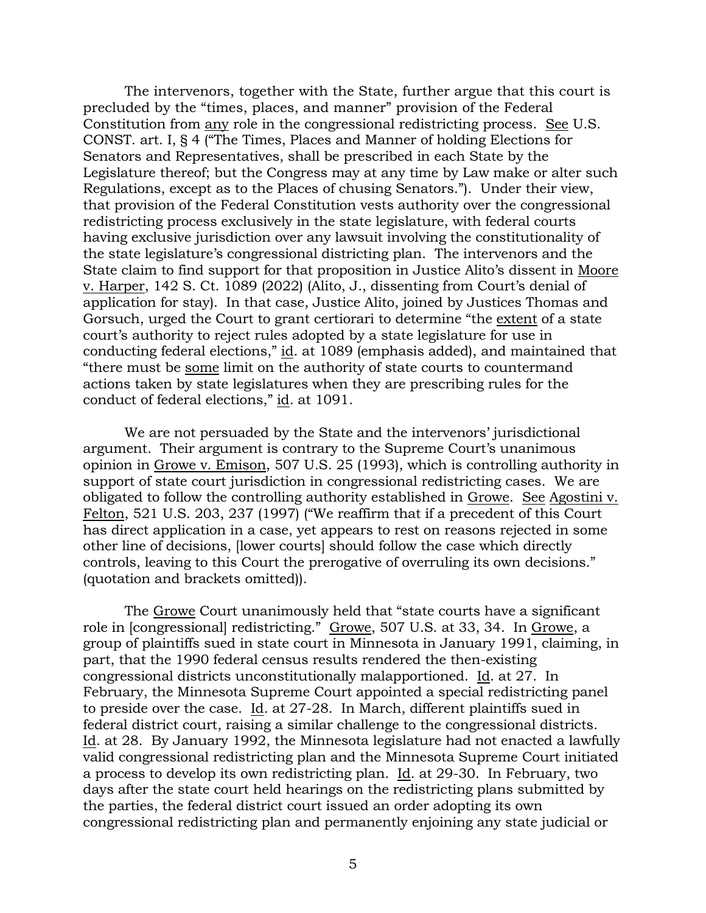The intervenors, together with the State, further argue that this court is precluded by the "times, places, and manner" provision of the Federal Constitution from <u>any</u> role in the congressional redistricting process. <u>See</u> U.S. CONST. art. I, § 4 ("The Times, Places and Manner of holding Elections for Senators and Representatives, shall be prescribed in each State by the Legislature thereof; but the Congress may at any time by Law make or alter such Regulations, except as to the Places of chusing Senators."). Under their view, that provision of the Federal Constitution vests authority over the congressional redistricting process exclusively in the state legislature, with federal courts having exclusive jurisdiction over any lawsuit involving the constitutionality of the state legislature's congressional districting plan. The intervenors and the State claim to find support for that proposition in Justice Alito's dissent in <u>Moore v. Harper</u>, 142 S. Ct. 1089 (2022) (Alito, J., dissenting from Court's denial of application for stay). In that case, Justice Alito, joined by Justices Thomas and Gorsuch, urged the Court to grant certiorari to determine "the <u>extent</u> of a state court's authority to reject rules adopted by a state legislature for use in conducting federal elections," <u>id</u>. at 1089 (emphasis added), and maintained that "there must be <u>some</u> limit on the authority of state courts to countermand actions taken by state legislatures when they are prescribing rules for the conduct of federal elections," <u>id</u>. at 1091.

We are not persuaded by the State and the intervenors' jurisdictional argument. Their argument is contrary to the Supreme Court's unanimous opinion in <u>Growe v. Emison</u>, 507 U.S. 25 (1993), which is controlling authority in support of state court jurisdiction in congressional redistricting cases. We are obligated to follow the controlling authority established in <u>Growe</u>. <u>See</u> <u>Agostini v. Felton</u>, 521 U.S. 203, 237 (1997) ("We reaffirm that if a precedent of this Court has direct application in a case, yet appears to rest on reasons rejected in some other line of decisions, [lower courts] should follow the case which directly controls, leaving to this Court the prerogative of overruling its own decisions." (quotation and brackets omitted)).

The <u>Growe</u> Court unanimously held that "state courts have a significant role in [congressional] redistricting." <u>Growe</u>, 507 U.S. at 33, 34. In <u>Growe</u>, a group of plaintiffs sued in state court in Minnesota in January 1991, claiming, in part, that the 1990 federal census results rendered the then-existing congressional districts unconstitutionally malapportioned. <u>Id</u>. at 27. In February, the Minnesota Supreme Court appointed a special redistricting panel to preside over the case. <u>Id</u>. at 27-28. In March, different plaintiffs sued in federal district court, raising a similar challenge to the congressional districts. <u>Id</u>. at 28. By January 1992, the Minnesota legislature had not enacted a lawfully valid congressional redistricting plan and the Minnesota Supreme Court initiated a process to develop its own redistricting plan. <u>Id</u>. at 29-30. In February, two days after the state court held hearings on the redistricting plans submitted by the parties, the federal district court issued an order adopting its own congressional redistricting plan and permanently enjoining any state judicial or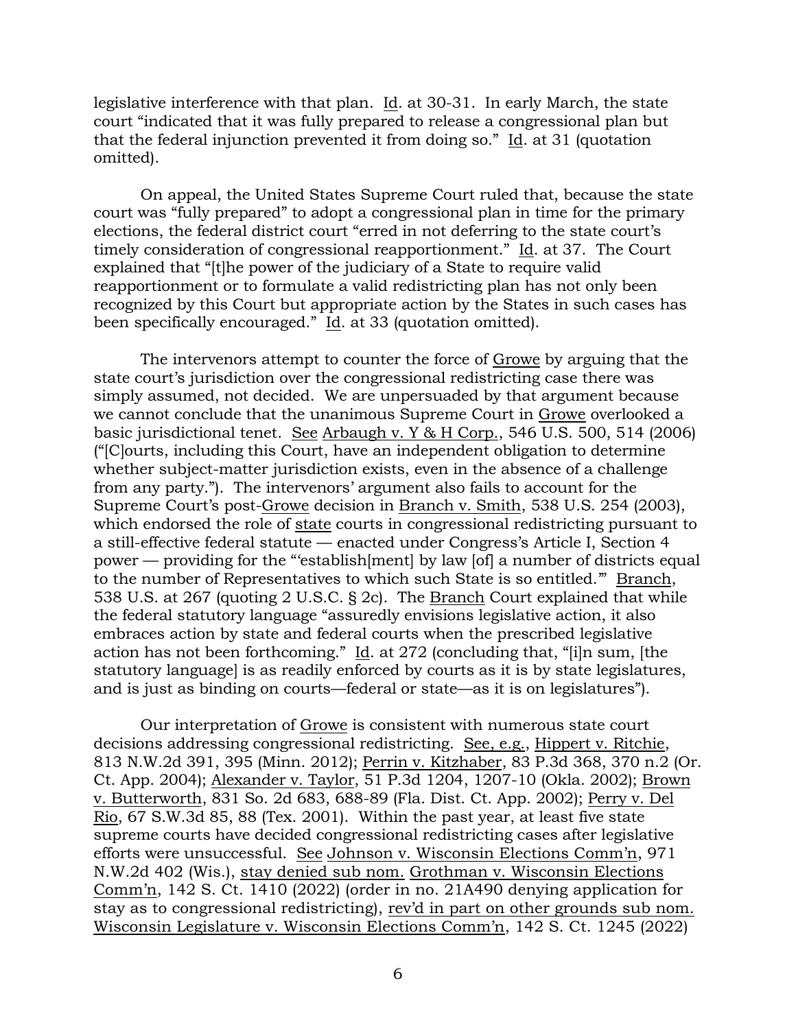legislative interference with that plan. Id. at 30-31. In early March, the state court "indicated that it was fully prepared to release a congressional plan but that the federal injunction prevented it from doing so." Id. at 31 (quotation omitted).

On appeal, the United States Supreme Court ruled that, because the state court was "fully prepared" to adopt a congressional plan in time for the primary elections, the federal district court "erred in not deferring to the state court's timely consideration of congressional reapportionment." Id. at 37. The Court explained that "[t]he power of the judiciary of a State to require valid reapportionment or to formulate a valid redistricting plan has not only been recognized by this Court but appropriate action by the States in such cases has been specifically encouraged." Id. at 33 (quotation omitted).

The intervenors attempt to counter the force of Growe by arguing that the state court's jurisdiction over the congressional redistricting case there was simply assumed, not decided. We are unpersuaded by that argument because we cannot conclude that the unanimous Supreme Court in Growe overlooked a basic jurisdictional tenet. See Arbaugh v. Y & H Corp., 546 U.S. 500, 514 (2006) ("[C]ourts, including this Court, have an independent obligation to determine whether subject-matter jurisdiction exists, even in the absence of a challenge from any party."). The intervenors' argument also fails to account for the Supreme Court's post-Growe decision in Branch v. Smith, 538 U.S. 254 (2003), which endorsed the role of state courts in congressional redistricting pursuant to a still-effective federal statute — enacted under Congress's Article I, Section 4 power — providing for the "'establish[ment] by law [of] a number of districts equal to the number of Representatives to which such State is so entitled.'" Branch, 538 U.S. at 267 (quoting 2 U.S.C. § 2c). The Branch Court explained that while the federal statutory language "assuredly envisions legislative action, it also embraces action by state and federal courts when the prescribed legislative action has not been forthcoming." Id. at 272 (concluding that, "[i]n sum, [the statutory language] is as readily enforced by courts as it is by state legislatures, and is just as binding on courts—federal or state—as it is on legislatures").

Our interpretation of Growe is consistent with numerous state court decisions addressing congressional redistricting. See, e.g., Hippert v. Ritchie, 813 N.W.2d 391, 395 (Minn. 2012); Perrin v. Kitzhaber, 83 P.3d 368, 370 n.2 (Or. Ct. App. 2004); Alexander v. Taylor, 51 P.3d 1204, 1207-10 (Okla. 2002); Brown v. Butterworth, 831 So. 2d 683, 688-89 (Fla. Dist. Ct. App. 2002); Perry v. Del Rio, 67 S.W.3d 85, 88 (Tex. 2001). Within the past year, at least five state supreme courts have decided congressional redistricting cases after legislative efforts were unsuccessful. See Johnson v. Wisconsin Elections Comm'n, 971 N.W.2d 402 (Wis.), stay denied sub nom. Grothman v. Wisconsin Elections Comm'n, 142 S. Ct. 1410 (2022) (order in no. 21A490 denying application for stay as to congressional redistricting), rev'd in part on other grounds sub nom. Wisconsin Legislature v. Wisconsin Elections Comm'n, 142 S. Ct. 1245 (2022)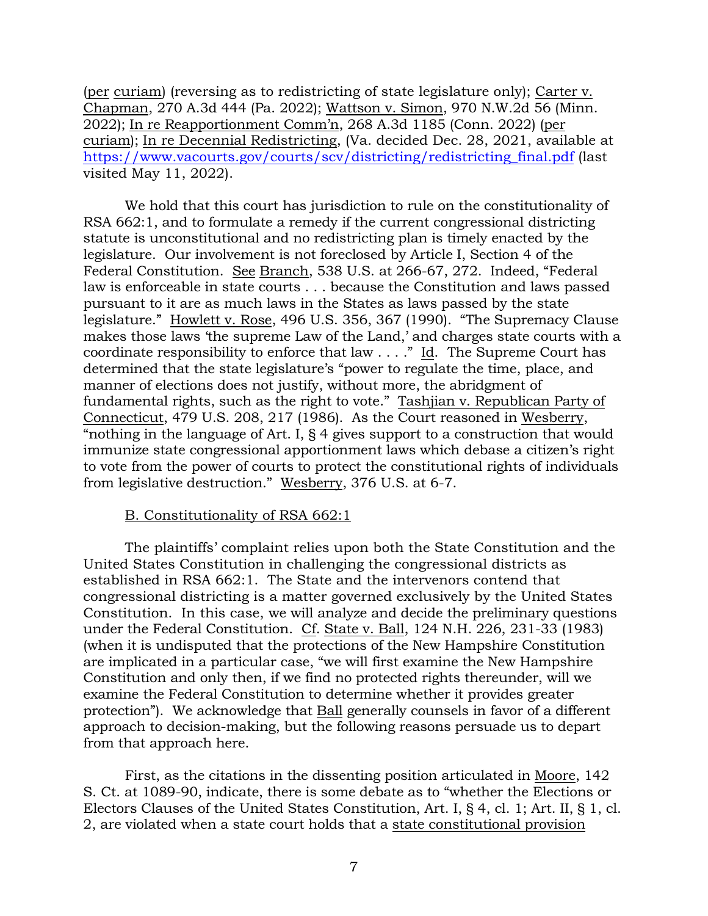(per curiam) (reversing as to redistricting of state legislature only); Carter v. Chapman, 270 A.3d 444 (Pa. 2022); Wattson v. Simon, 970 N.W.2d 56 (Minn. 2022); In re Reapportionment Comm'n, 268 A.3d 1185 (Conn. 2022) (per curiam); In re Decennial Redistricting, (Va. decided Dec. 28, 2021, available at https://www.vacourts.gov/courts/scv/districting/redistricting_final.pdf (last visited May 11, 2022).

We hold that this court has jurisdiction to rule on the constitutionality of RSA 662:1, and to formulate a remedy if the current congressional districting statute is unconstitutional and no redistricting plan is timely enacted by the legislature. Our involvement is not foreclosed by Article I, Section 4 of the Federal Constitution. See Branch, 538 U.S. at 266-67, 272. Indeed, "Federal law is enforceable in state courts . . . because the Constitution and laws passed pursuant to it are as much laws in the States as laws passed by the state legislature." Howlett v. Rose, 496 U.S. 356, 367 (1990). "The Supremacy Clause makes those laws 'the supreme Law of the Land,' and charges state courts with a coordinate responsibility to enforce that law . . . ." Id. The Supreme Court has determined that the state legislature's "power to regulate the time, place, and manner of elections does not justify, without more, the abridgment of fundamental rights, such as the right to vote." Tashjian v. Republican Party of Connecticut, 479 U.S. 208, 217 (1986). As the Court reasoned in Wesberry, "nothing in the language of Art. I, § 4 gives support to a construction that would immunize state congressional apportionment laws which debase a citizen's right to vote from the power of courts to protect the constitutional rights of individuals from legislative destruction." Wesberry, 376 U.S. at 6-7.

B. Constitutionality of RSA 662:1

The plaintiffs' complaint relies upon both the State Constitution and the United States Constitution in challenging the congressional districts as established in RSA 662:1. The State and the intervenors contend that congressional districting is a matter governed exclusively by the United States Constitution. In this case, we will analyze and decide the preliminary questions under the Federal Constitution. Cf. State v. Ball, 124 N.H. 226, 231-33 (1983) (when it is undisputed that the protections of the New Hampshire Constitution are implicated in a particular case, "we will first examine the New Hampshire Constitution and only then, if we find no protected rights thereunder, will we examine the Federal Constitution to determine whether it provides greater protection"). We acknowledge that Ball generally counsels in favor of a different approach to decision-making, but the following reasons persuade us to depart from that approach here.

First, as the citations in the dissenting position articulated in Moore, 142 S. Ct. at 1089-90, indicate, there is some debate as to "whether the Elections or Electors Clauses of the United States Constitution, Art. I, § 4, cl. 1; Art. II, § 1, cl. 2, are violated when a state court holds that a state constitutional provision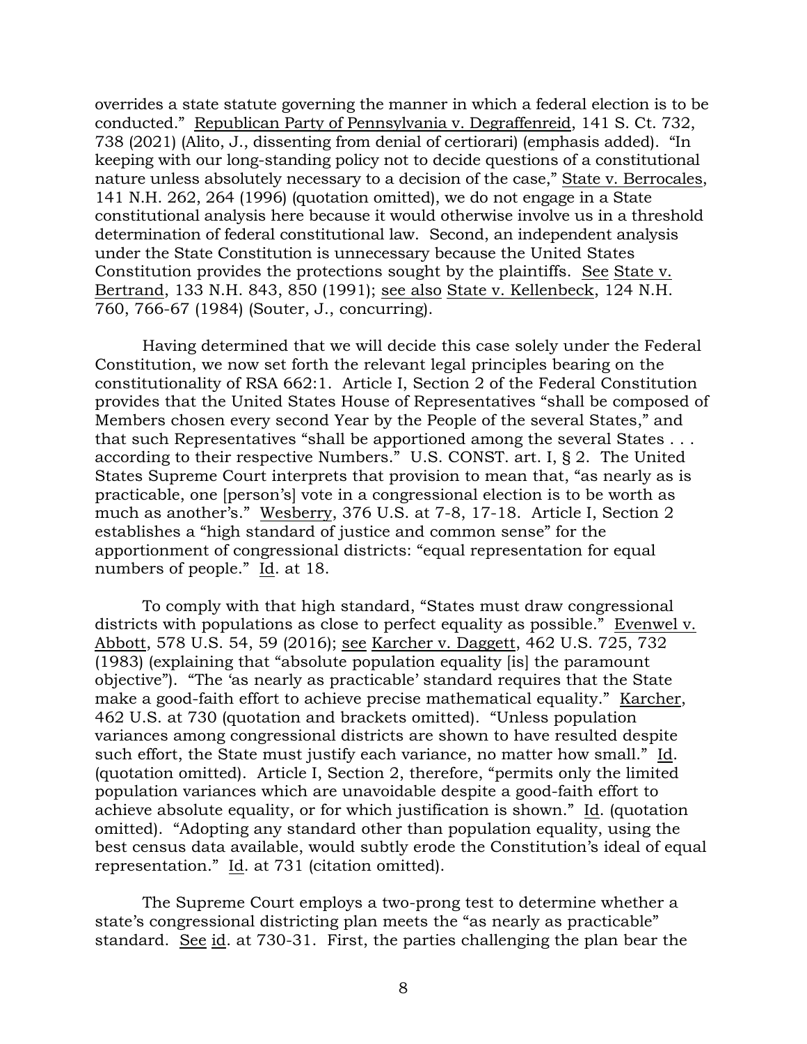overrides a state statute governing the manner in which a federal election is to be conducted." Republican Party of Pennsylvania v. Degraffenreid, 141 S. Ct. 732, 738 (2021) (Alito, J., dissenting from denial of certiorari) (emphasis added). "In keeping with our long-standing policy not to decide questions of a constitutional nature unless absolutely necessary to a decision of the case," State v. Berrocales, 141 N.H. 262, 264 (1996) (quotation omitted), we do not engage in a State constitutional analysis here because it would otherwise involve us in a threshold determination of federal constitutional law. Second, an independent analysis under the State Constitution is unnecessary because the United States Constitution provides the protections sought by the plaintiffs. See State v. Bertrand, 133 N.H. 843, 850 (1991); see also State v. Kellenbeck, 124 N.H. 760, 766-67 (1984) (Souter, J., concurring).

Having determined that we will decide this case solely under the Federal Constitution, we now set forth the relevant legal principles bearing on the constitutionality of RSA 662:1. Article I, Section 2 of the Federal Constitution provides that the United States House of Representatives "shall be composed of Members chosen every second Year by the People of the several States," and that such Representatives "shall be apportioned among the several States . . . according to their respective Numbers." U.S. CONST. art. I, § 2. The United States Supreme Court interprets that provision to mean that, "as nearly as is practicable, one [person's] vote in a congressional election is to be worth as much as another's." Wesberry, 376 U.S. at 7-8, 17-18. Article I, Section 2 establishes a "high standard of justice and common sense" for the apportionment of congressional districts: "equal representation for equal numbers of people." Id. at 18.

To comply with that high standard, "States must draw congressional districts with populations as close to perfect equality as possible." Evenwel v. Abbott, 578 U.S. 54, 59 (2016); see Karcher v. Daggett, 462 U.S. 725, 732 (1983) (explaining that "absolute population equality [is] the paramount objective"). "The 'as nearly as practicable' standard requires that the State make a good-faith effort to achieve precise mathematical equality." Karcher, 462 U.S. at 730 (quotation and brackets omitted). "Unless population variances among congressional districts are shown to have resulted despite such effort, the State must justify each variance, no matter how small." Id. (quotation omitted). Article I, Section 2, therefore, "permits only the limited population variances which are unavoidable despite a good-faith effort to achieve absolute equality, or for which justification is shown." Id. (quotation omitted). "Adopting any standard other than population equality, using the best census data available, would subtly erode the Constitution's ideal of equal representation." Id. at 731 (citation omitted).

The Supreme Court employs a two-prong test to determine whether a state's congressional districting plan meets the "as nearly as practicable" standard. See id. at 730-31. First, the parties challenging the plan bear the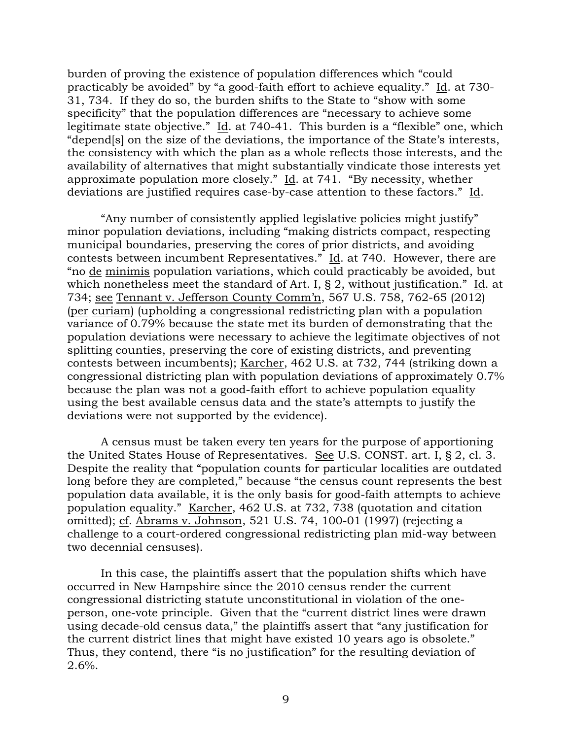burden of proving the existence of population differences which "could practicably be avoided" by "a good-faith effort to achieve equality." Id. at 730-31, 734. If they do so, the burden shifts to the State to "show with some specificity" that the population differences are "necessary to achieve some legitimate state objective." Id. at 740-41. This burden is a "flexible" one, which "depend[s] on the size of the deviations, the importance of the State's interests, the consistency with which the plan as a whole reflects those interests, and the availability of alternatives that might substantially vindicate those interests yet approximate population more closely." Id. at 741. "By necessity, whether deviations are justified requires case-by-case attention to these factors." Id.

"Any number of consistently applied legislative policies might justify" minor population deviations, including "making districts compact, respecting municipal boundaries, preserving the cores of prior districts, and avoiding contests between incumbent Representatives." Id. at 740. However, there are "no de minimis population variations, which could practicably be avoided, but which nonetheless meet the standard of Art. I, § 2, without justification." Id. at 734; see Tennant v. Jefferson County Comm'n, 567 U.S. 758, 762-65 (2012) (per curiam) (upholding a congressional redistricting plan with a population variance of 0.79% because the state met its burden of demonstrating that the population deviations were necessary to achieve the legitimate objectives of not splitting counties, preserving the core of existing districts, and preventing contests between incumbents); Karcher, 462 U.S. at 732, 744 (striking down a congressional districting plan with population deviations of approximately 0.7% because the plan was not a good-faith effort to achieve population equality using the best available census data and the state's attempts to justify the deviations were not supported by the evidence).

A census must be taken every ten years for the purpose of apportioning the United States House of Representatives. See U.S. CONST. art. I, § 2, cl. 3. Despite the reality that "population counts for particular localities are outdated long before they are completed," because "the census count represents the best population data available, it is the only basis for good-faith attempts to achieve population equality." Karcher, 462 U.S. at 732, 738 (quotation and citation omitted); cf. Abrams v. Johnson, 521 U.S. 74, 100-01 (1997) (rejecting a challenge to a court-ordered congressional redistricting plan mid-way between two decennial censuses).

In this case, the plaintiffs assert that the population shifts which have occurred in New Hampshire since the 2010 census render the current congressional districting statute unconstitutional in violation of the one-person, one-vote principle. Given that the "current district lines were drawn using decade-old census data," the plaintiffs assert that "any justification for the current district lines that might have existed 10 years ago is obsolete." Thus, they contend, there "is no justification" for the resulting deviation of 2.6%.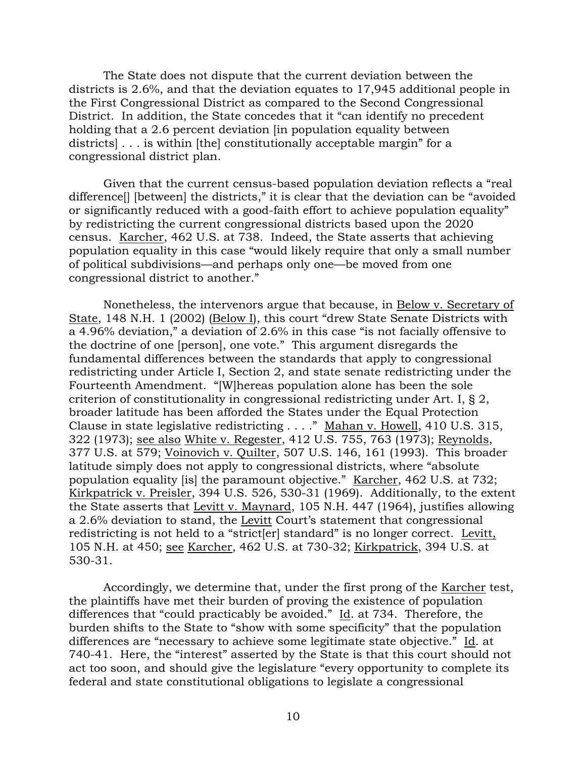The State does not dispute that the current deviation between the districts is 2.6%, and that the deviation equates to 17,945 additional people in the First Congressional District as compared to the Second Congressional District. In addition, the State concedes that it "can identify no precedent holding that a 2.6 percent deviation [in population equality between districts] . . . is within [the] constitutionally acceptable margin" for a congressional district plan.

Given that the current census-based population deviation reflects a "real difference[] [between] the districts," it is clear that the deviation can be "avoided or significantly reduced with a good-faith effort to achieve population equality" by redistricting the current congressional districts based upon the 2020 census. Karcher, 462 U.S. at 738. Indeed, the State asserts that achieving population equality in this case "would likely require that only a small number of political subdivisions—and perhaps only one—be moved from one congressional district to another."

Nonetheless, the intervenors argue that because, in Below v. Secretary of State, 148 N.H. 1 (2002) (Below I), this court "drew State Senate Districts with a 4.96% deviation," a deviation of 2.6% in this case "is not facially offensive to the doctrine of one [person], one vote." This argument disregards the fundamental differences between the standards that apply to congressional redistricting under Article I, Section 2, and state senate redistricting under the Fourteenth Amendment. "[W]hereas population alone has been the sole criterion of constitutionality in congressional redistricting under Art. I, § 2, broader latitude has been afforded the States under the Equal Protection Clause in state legislative redistricting . . . ." Mahan v. Howell, 410 U.S. 315, 322 (1973); see also White v. Regester, 412 U.S. 755, 763 (1973); Reynolds, 377 U.S. at 579; Voinovich v. Quilter, 507 U.S. 146, 161 (1993). This broader latitude simply does not apply to congressional districts, where "absolute population equality [is] the paramount objective." Karcher, 462 U.S. at 732; Kirkpatrick v. Preisler, 394 U.S. 526, 530-31 (1969). Additionally, to the extent the State asserts that Levitt v. Maynard, 105 N.H. 447 (1964), justifies allowing a 2.6% deviation to stand, the Levitt Court's statement that congressional redistricting is not held to a "strict[er] standard" is no longer correct. Levitt, 105 N.H. at 450; see Karcher, 462 U.S. at 730-32; Kirkpatrick, 394 U.S. at 530-31.

Accordingly, we determine that, under the first prong of the Karcher test, the plaintiffs have met their burden of proving the existence of population differences that "could practicably be avoided." Id. at 734. Therefore, the burden shifts to the State to "show with some specificity" that the population differences are "necessary to achieve some legitimate state objective." Id. at 740-41. Here, the "interest" asserted by the State is that this court should not act too soon, and should give the legislature "every opportunity to complete its federal and state constitutional obligations to legislate a congressional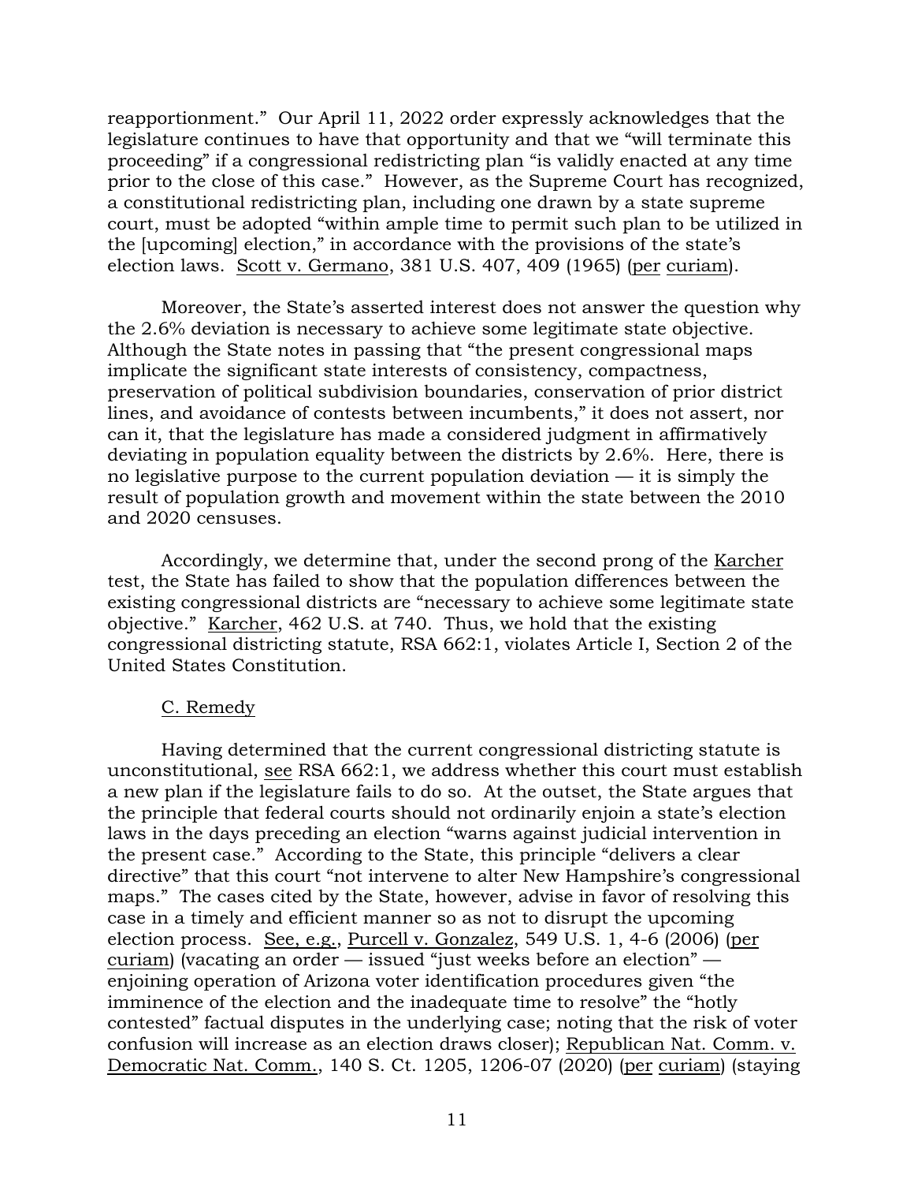reapportionment." Our April 11, 2022 order expressly acknowledges that the legislature continues to have that opportunity and that we "will terminate this proceeding" if a congressional redistricting plan "is validly enacted at any time prior to the close of this case." However, as the Supreme Court has recognized, a constitutional redistricting plan, including one drawn by a state supreme court, must be adopted "within ample time to permit such plan to be utilized in the [upcoming] election," in accordance with the provisions of the state's election laws. Scott v. Germano, 381 U.S. 407, 409 (1965) (per curiam).

Moreover, the State's asserted interest does not answer the question why the 2.6% deviation is necessary to achieve some legitimate state objective. Although the State notes in passing that "the present congressional maps implicate the significant state interests of consistency, compactness, preservation of political subdivision boundaries, conservation of prior district lines, and avoidance of contests between incumbents," it does not assert, nor can it, that the legislature has made a considered judgment in affirmatively deviating in population equality between the districts by 2.6%. Here, there is no legislative purpose to the current population deviation — it is simply the result of population growth and movement within the state between the 2010 and 2020 censuses.

Accordingly, we determine that, under the second prong of the Karcher test, the State has failed to show that the population differences between the existing congressional districts are "necessary to achieve some legitimate state objective." Karcher, 462 U.S. at 740. Thus, we hold that the existing congressional districting statute, RSA 662:1, violates Article I, Section 2 of the United States Constitution.

C. Remedy

Having determined that the current congressional districting statute is unconstitutional, see RSA 662:1, we address whether this court must establish a new plan if the legislature fails to do so. At the outset, the State argues that the principle that federal courts should not ordinarily enjoin a state's election laws in the days preceding an election "warns against judicial intervention in the present case." According to the State, this principle "delivers a clear directive" that this court "not intervene to alter New Hampshire's congressional maps." The cases cited by the State, however, advise in favor of resolving this case in a timely and efficient manner so as not to disrupt the upcoming election process. See, e.g., Purcell v. Gonzalez, 549 U.S. 1, 4-6 (2006) (per curiam) (vacating an order — issued "just weeks before an election" — enjoining operation of Arizona voter identification procedures given "the imminence of the election and the inadequate time to resolve" the "hotly contested" factual disputes in the underlying case; noting that the risk of voter confusion will increase as an election draws closer); Republican Nat. Comm. v. Democratic Nat. Comm., 140 S. Ct. 1205, 1206-07 (2020) (per curiam) (staying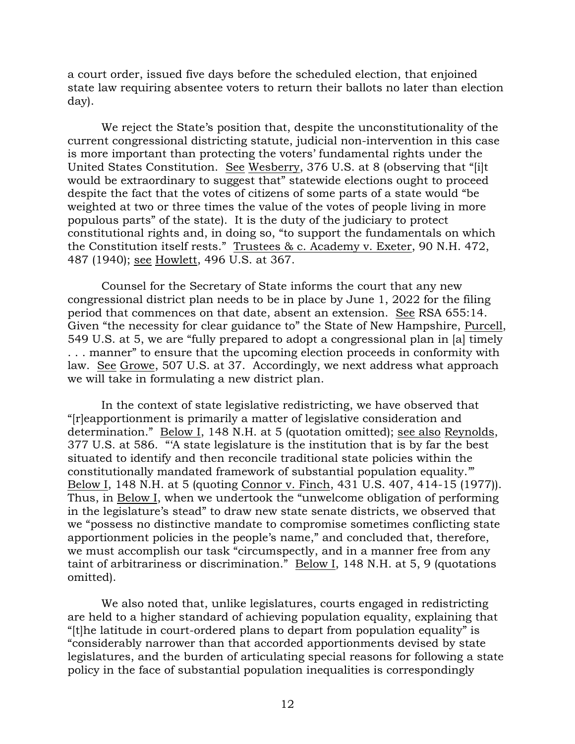a court order, issued five days before the scheduled election, that enjoined state law requiring absentee voters to return their ballots no later than election day).

We reject the State's position that, despite the unconstitutionality of the current congressional districting statute, judicial non-intervention in this case is more important than protecting the voters' fundamental rights under the United States Constitution. See Wesberry, 376 U.S. at 8 (observing that "[i]t would be extraordinary to suggest that" statewide elections ought to proceed despite the fact that the votes of citizens of some parts of a state would "be weighted at two or three times the value of the votes of people living in more populous parts" of the state). It is the duty of the judiciary to protect constitutional rights and, in doing so, "to support the fundamentals on which the Constitution itself rests." Trustees & c. Academy v. Exeter, 90 N.H. 472, 487 (1940); see Howlett, 496 U.S. at 367.

Counsel for the Secretary of State informs the court that any new congressional district plan needs to be in place by June 1, 2022 for the filing period that commences on that date, absent an extension. See RSA 655:14. Given "the necessity for clear guidance to" the State of New Hampshire, Purcell, 549 U.S. at 5, we are "fully prepared to adopt a congressional plan in [a] timely . . . manner" to ensure that the upcoming election proceeds in conformity with law. See Growe, 507 U.S. at 37. Accordingly, we next address what approach we will take in formulating a new district plan.

In the context of state legislative redistricting, we have observed that "[r]eapportionment is primarily a matter of legislative consideration and determination." Below I, 148 N.H. at 5 (quotation omitted); see also Reynolds, 377 U.S. at 586. "'A state legislature is the institution that is by far the best situated to identify and then reconcile traditional state policies within the constitutionally mandated framework of substantial population equality.'" Below I, 148 N.H. at 5 (quoting Connor v. Finch, 431 U.S. 407, 414-15 (1977)). Thus, in Below I, when we undertook the "unwelcome obligation of performing in the legislature's stead" to draw new state senate districts, we observed that we "possess no distinctive mandate to compromise sometimes conflicting state apportionment policies in the people's name," and concluded that, therefore, we must accomplish our task "circumspectly, and in a manner free from any taint of arbitrariness or discrimination." Below I, 148 N.H. at 5, 9 (quotations omitted).

We also noted that, unlike legislatures, courts engaged in redistricting are held to a higher standard of achieving population equality, explaining that "[t]he latitude in court-ordered plans to depart from population equality" is "considerably narrower than that accorded apportionments devised by state legislatures, and the burden of articulating special reasons for following a state policy in the face of substantial population inequalities is correspondingly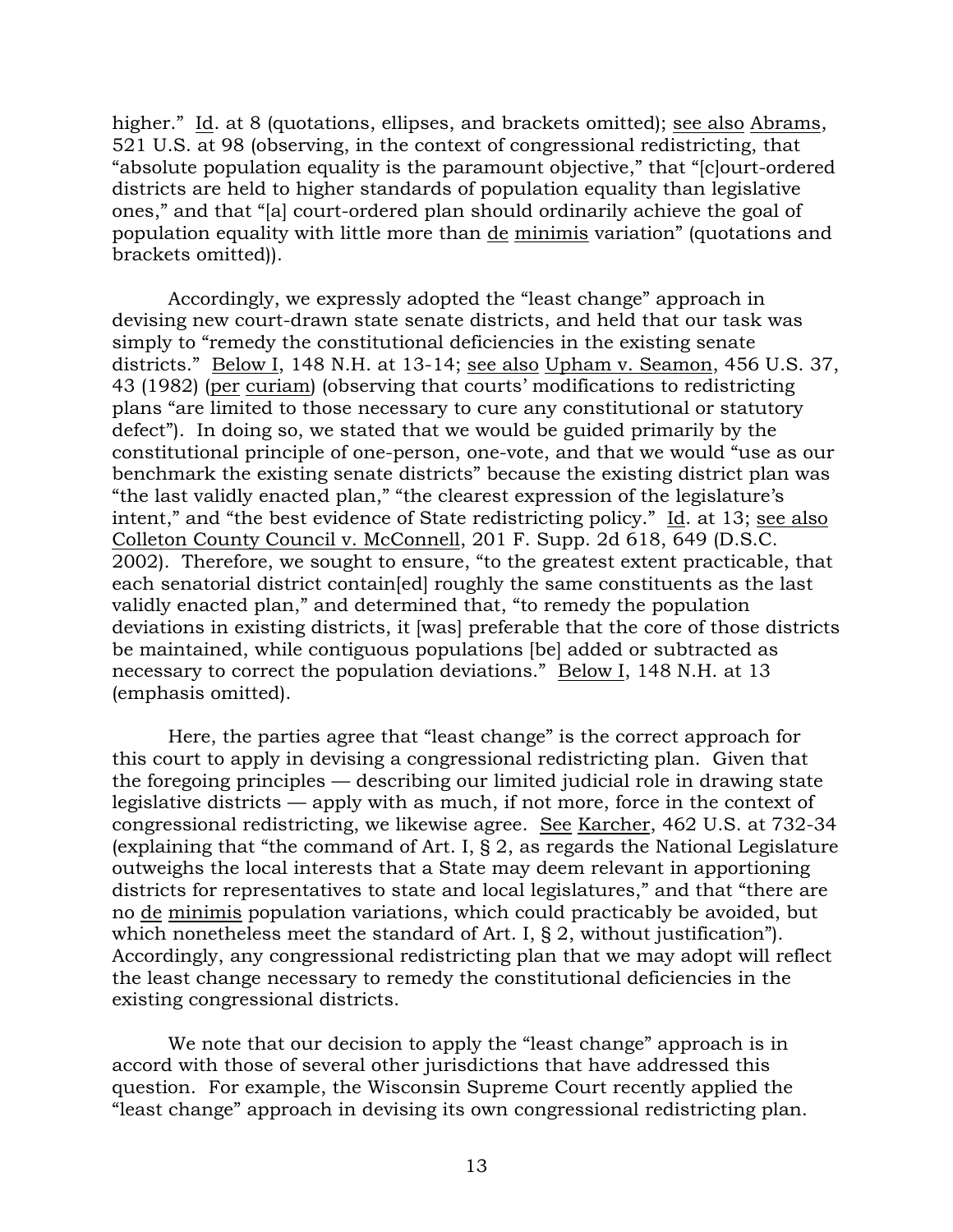higher." Id. at 8 (quotations, ellipses, and brackets omitted); see also Abrams, 521 U.S. at 98 (observing, in the context of congressional redistricting, that "absolute population equality is the paramount objective," that "[c]ourt-ordered districts are held to higher standards of population equality than legislative ones," and that "[a] court-ordered plan should ordinarily achieve the goal of population equality with little more than de minimis variation" (quotations and brackets omitted)).

Accordingly, we expressly adopted the "least change" approach in devising new court-drawn state senate districts, and held that our task was simply to "remedy the constitutional deficiencies in the existing senate districts." Below I, 148 N.H. at 13-14; see also Upham v. Seamon, 456 U.S. 37, 43 (1982) (per curiam) (observing that courts' modifications to redistricting plans "are limited to those necessary to cure any constitutional or statutory defect"). In doing so, we stated that we would be guided primarily by the constitutional principle of one-person, one-vote, and that we would "use as our benchmark the existing senate districts" because the existing district plan was "the last validly enacted plan," "the clearest expression of the legislature's intent," and "the best evidence of State redistricting policy." Id. at 13; see also Colleton County Council v. McConnell, 201 F. Supp. 2d 618, 649 (D.S.C. 2002). Therefore, we sought to ensure, "to the greatest extent practicable, that each senatorial district contain[ed] roughly the same constituents as the last validly enacted plan," and determined that, "to remedy the population deviations in existing districts, it [was] preferable that the core of those districts be maintained, while contiguous populations [be] added or subtracted as necessary to correct the population deviations." Below I, 148 N.H. at 13 (emphasis omitted).

Here, the parties agree that "least change" is the correct approach for this court to apply in devising a congressional redistricting plan. Given that the foregoing principles — describing our limited judicial role in drawing state legislative districts — apply with as much, if not more, force in the context of congressional redistricting, we likewise agree. See Karcher, 462 U.S. at 732-34 (explaining that "the command of Art. I, § 2, as regards the National Legislature outweighs the local interests that a State may deem relevant in apportioning districts for representatives to state and local legislatures," and that "there are no de minimis population variations, which could practicably be avoided, but which nonetheless meet the standard of Art. I, § 2, without justification"). Accordingly, any congressional redistricting plan that we may adopt will reflect the least change necessary to remedy the constitutional deficiencies in the existing congressional districts.

We note that our decision to apply the "least change" approach is in accord with those of several other jurisdictions that have addressed this question. For example, the Wisconsin Supreme Court recently applied the "least change" approach in devising its own congressional redistricting plan.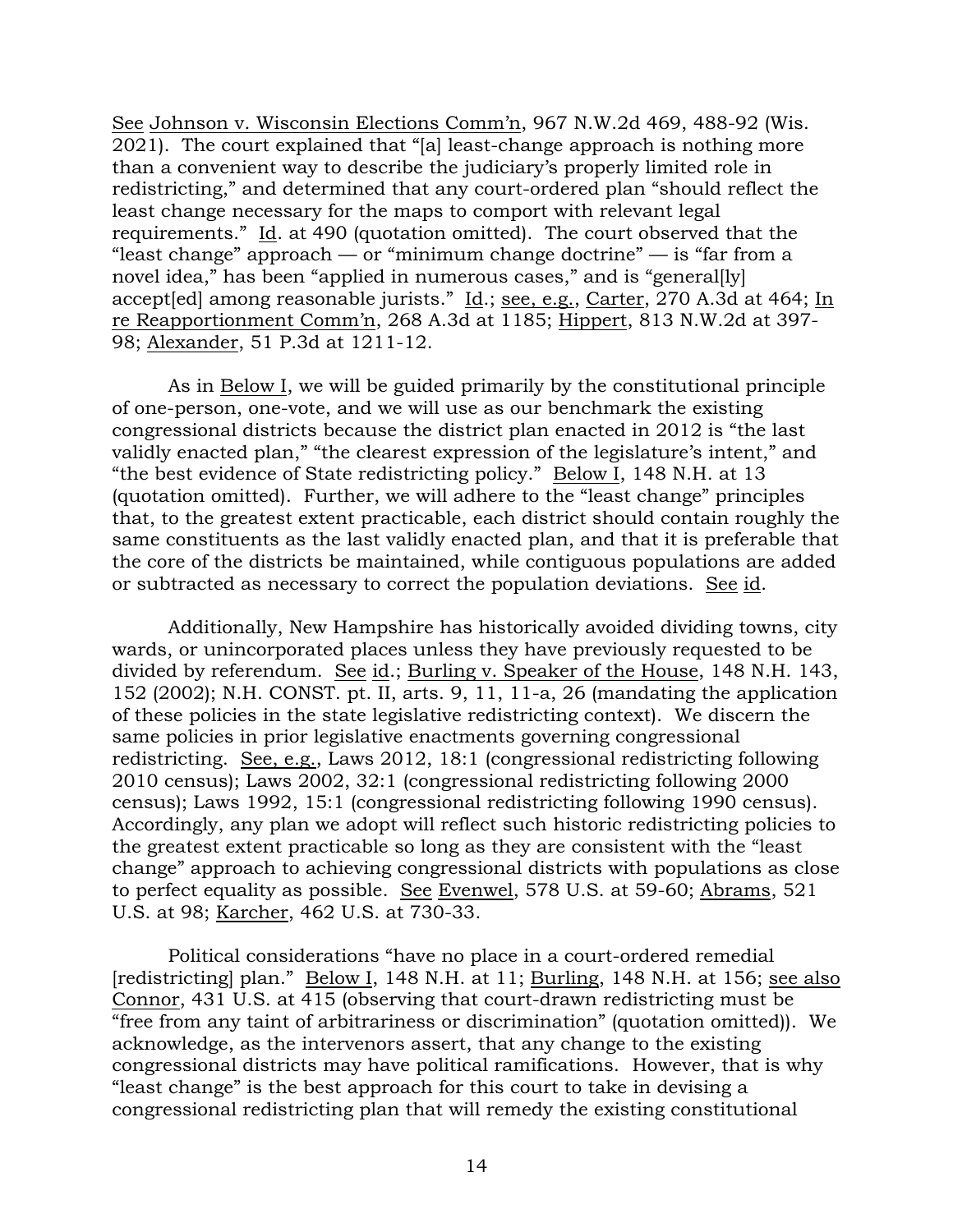See Johnson v. Wisconsin Elections Comm'n, 967 N.W.2d 469, 488-92 (Wis. 2021). The court explained that "[a] least-change approach is nothing more than a convenient way to describe the judiciary's properly limited role in redistricting," and determined that any court-ordered plan "should reflect the least change necessary for the maps to comport with relevant legal requirements." Id. at 490 (quotation omitted). The court observed that the "least change" approach — or "minimum change doctrine" — is "far from a novel idea," has been "applied in numerous cases," and is "general[ly] accept[ed] among reasonable jurists." Id.; see, e.g., Carter, 270 A.3d at 464; In re Reapportionment Comm'n, 268 A.3d at 1185; Hippert, 813 N.W.2d at 397-98; Alexander, 51 P.3d at 1211-12.

As in Below I, we will be guided primarily by the constitutional principle of one-person, one-vote, and we will use as our benchmark the existing congressional districts because the district plan enacted in 2012 is "the last validly enacted plan," "the clearest expression of the legislature's intent," and "the best evidence of State redistricting policy." Below I, 148 N.H. at 13 (quotation omitted). Further, we will adhere to the "least change" principles that, to the greatest extent practicable, each district should contain roughly the same constituents as the last validly enacted plan, and that it is preferable that the core of the districts be maintained, while contiguous populations are added or subtracted as necessary to correct the population deviations. See id.

Additionally, New Hampshire has historically avoided dividing towns, city wards, or unincorporated places unless they have previously requested to be divided by referendum. See id.; Burling v. Speaker of the House, 148 N.H. 143, 152 (2002); N.H. CONST. pt. II, arts. 9, 11, 11-a, 26 (mandating the application of these policies in the state legislative redistricting context). We discern the same policies in prior legislative enactments governing congressional redistricting. See, e.g., Laws 2012, 18:1 (congressional redistricting following 2010 census); Laws 2002, 32:1 (congressional redistricting following 2000 census); Laws 1992, 15:1 (congressional redistricting following 1990 census). Accordingly, any plan we adopt will reflect such historic redistricting policies to the greatest extent practicable so long as they are consistent with the "least change" approach to achieving congressional districts with populations as close to perfect equality as possible. See Evenwel, 578 U.S. at 59-60; Abrams, 521 U.S. at 98; Karcher, 462 U.S. at 730-33.

Political considerations "have no place in a court-ordered remedial [redistricting] plan." Below I, 148 N.H. at 11; Burling, 148 N.H. at 156; see also Connor, 431 U.S. at 415 (observing that court-drawn redistricting must be "free from any taint of arbitrariness or discrimination" (quotation omitted)). We acknowledge, as the intervenors assert, that any change to the existing congressional districts may have political ramifications. However, that is why "least change" is the best approach for this court to take in devising a congressional redistricting plan that will remedy the existing constitutional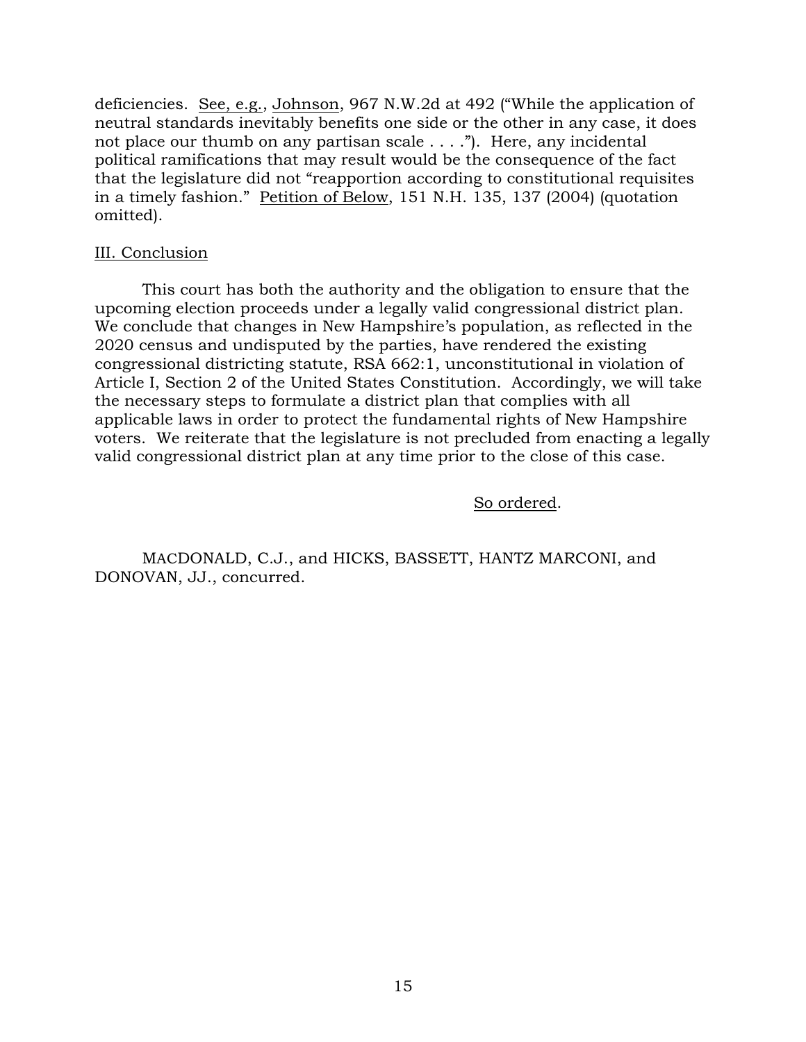deficiencies. See, e.g., Johnson, 967 N.W.2d at 492 ("While the application of neutral standards inevitably benefits one side or the other in any case, it does not place our thumb on any partisan scale . . . ."). Here, any incidental political ramifications that may result would be the consequence of the fact that the legislature did not "reapportion according to constitutional requisites in a timely fashion." Petition of Below, 151 N.H. 135, 137 (2004) (quotation omitted).

## III. Conclusion

This court has both the authority and the obligation to ensure that the upcoming election proceeds under a legally valid congressional district plan. We conclude that changes in New Hampshire's population, as reflected in the 2020 census and undisputed by the parties, have rendered the existing congressional districting statute, RSA 662:1, unconstitutional in violation of Article I, Section 2 of the United States Constitution. Accordingly, we will take the necessary steps to formulate a district plan that complies with all applicable laws in order to protect the fundamental rights of New Hampshire voters. We reiterate that the legislature is not precluded from enacting a legally valid congressional district plan at any time prior to the close of this case.

So ordered.

MACDONALD, C.J., and HICKS, BASSETT, HANTZ MARCONI, and DONOVAN, JJ., concurred.